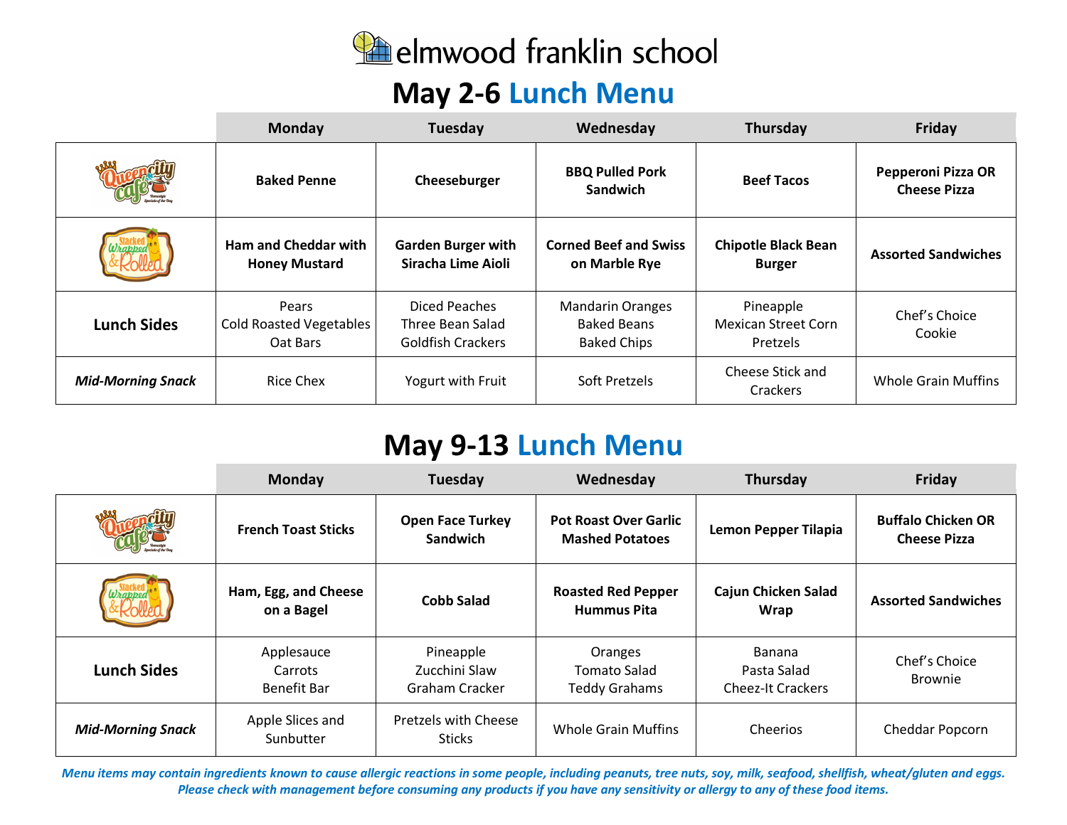elmwood franklin school

# May 2-6 Lunch Menu

| | Monday | Tuesday | Wednesday | Thursday | Friday |
|---|---|---|---|---|---|
| Queen City Café | **Baked Penne** | **Cheeseburger** | **BBQ Pulled Pork Sandwich** | **Beef Tacos** | **Pepperoni Pizza OR Cheese Pizza** |
| Stacked Wrapped & Rolled | **Ham and Cheddar with Honey Mustard** | **Garden Burger with Siracha Lime Aioli** | **Corned Beef and Swiss on Marble Rye** | **Chipotle Black Bean Burger** | **Assorted Sandwiches** |
| **Lunch Sides** | Pears<br>Cold Roasted Vegetables<br>Oat Bars | Diced Peaches<br>Three Bean Salad<br>Goldfish Crackers | Mandarin Oranges<br>Baked Beans<br>Baked Chips | Pineapple<br>Mexican Street Corn<br>Pretzels | Chef's Choice<br>Cookie |
| ***Mid-Morning Snack*** | Rice Chex | Yogurt with Fruit | Soft Pretzels | Cheese Stick and Crackers | Whole Grain Muffins |

# May 9-13 Lunch Menu

| | Monday | Tuesday | Wednesday | Thursday | Friday |
|---|---|---|---|---|---|
| Queen City Café | **French Toast Sticks** | **Open Face Turkey Sandwich** | **Pot Roast Over Garlic Mashed Potatoes** | **Lemon Pepper Tilapia** | **Buffalo Chicken OR Cheese Pizza** |
| Stacked Wrapped & Rolled | **Ham, Egg, and Cheese on a Bagel** | **Cobb Salad** | **Roasted Red Pepper Hummus Pita** | **Cajun Chicken Salad Wrap** | **Assorted Sandwiches** |
| **Lunch Sides** | Applesauce<br>Carrots<br>Benefit Bar | Pineapple<br>Zucchini Slaw<br>Graham Cracker | Oranges<br>Tomato Salad<br>Teddy Grahams | Banana<br>Pasta Salad<br>Cheez-It Crackers | Chef's Choice<br>Brownie |
| ***Mid-Morning Snack*** | Apple Slices and Sunbutter | Pretzels with Cheese Sticks | Whole Grain Muffins | Cheerios | Cheddar Popcorn |

*Menu items may contain ingredients known to cause allergic reactions in some people, including peanuts, tree nuts, soy, milk, seafood, shellfish, wheat/gluten and eggs. Please check with management before consuming any products if you have any sensitivity or allergy to any of these food items.*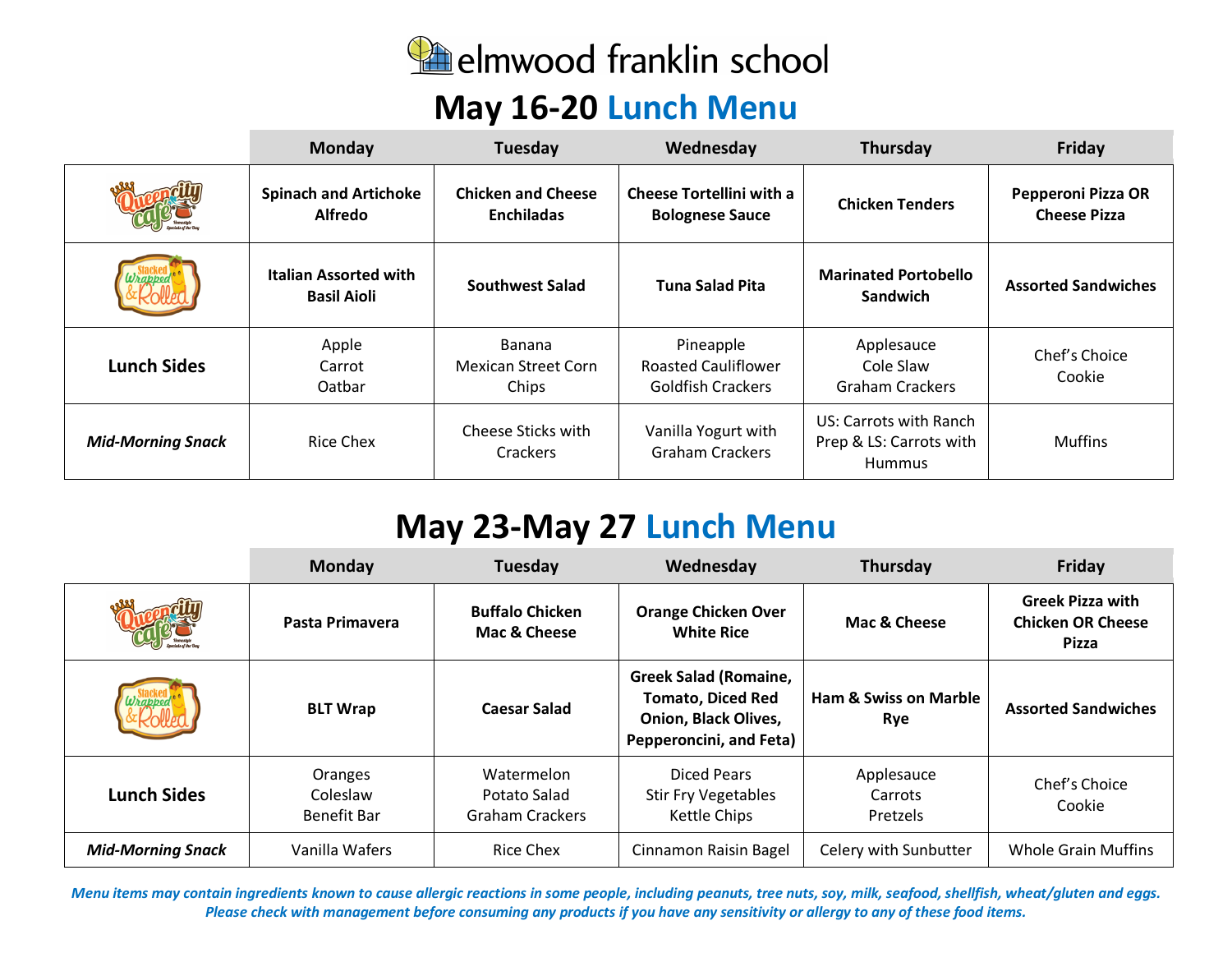# elmwood franklin school

## May 16-20 Lunch Menu

| | Monday | Tuesday | Wednesday | Thursday | Friday |
|---|---|---|---|---|---|
| Queen City Café | **Spinach and Artichoke Alfredo** | **Chicken and Cheese Enchiladas** | **Cheese Tortellini with a Bolognese Sauce** | **Chicken Tenders** | **Pepperoni Pizza OR Cheese Pizza** |
| Stacked Wrapped & Rolled | **Italian Assorted with Basil Aioli** | **Southwest Salad** | **Tuna Salad Pita** | **Marinated Portobello Sandwich** | **Assorted Sandwiches** |
| **Lunch Sides** | Apple<br>Carrot<br>Oatbar | Banana<br>Mexican Street Corn<br>Chips | Pineapple<br>Roasted Cauliflower<br>Goldfish Crackers | Applesauce<br>Cole Slaw<br>Graham Crackers | Chef's Choice<br>Cookie |
| ***Mid-Morning Snack*** | Rice Chex | Cheese Sticks with Crackers | Vanilla Yogurt with Graham Crackers | US: Carrots with Ranch<br>Prep & LS: Carrots with Hummus | Muffins |

## May 23-May 27 Lunch Menu

| | Monday | Tuesday | Wednesday | Thursday | Friday |
|---|---|---|---|---|---|
| Queen City Café | **Pasta Primavera** | **Buffalo Chicken Mac & Cheese** | **Orange Chicken Over White Rice** | **Mac & Cheese** | **Greek Pizza with Chicken OR Cheese Pizza** |
| Stacked Wrapped & Rolled | **BLT Wrap** | **Caesar Salad** | **Greek Salad (Romaine, Tomato, Diced Red Onion, Black Olives, Pepperoncini, and Feta)** | **Ham & Swiss on Marble Rye** | **Assorted Sandwiches** |
| **Lunch Sides** | Oranges<br>Coleslaw<br>Benefit Bar | Watermelon<br>Potato Salad<br>Graham Crackers | Diced Pears<br>Stir Fry Vegetables<br>Kettle Chips | Applesauce<br>Carrots<br>Pretzels | Chef's Choice<br>Cookie |
| ***Mid-Morning Snack*** | Vanilla Wafers | Rice Chex | Cinnamon Raisin Bagel | Celery with Sunbutter | Whole Grain Muffins |

*Menu items may contain ingredients known to cause allergic reactions in some people, including peanuts, tree nuts, soy, milk, seafood, shellfish, wheat/gluten and eggs. Please check with management before consuming any products if you have any sensitivity or allergy to any of these food items.*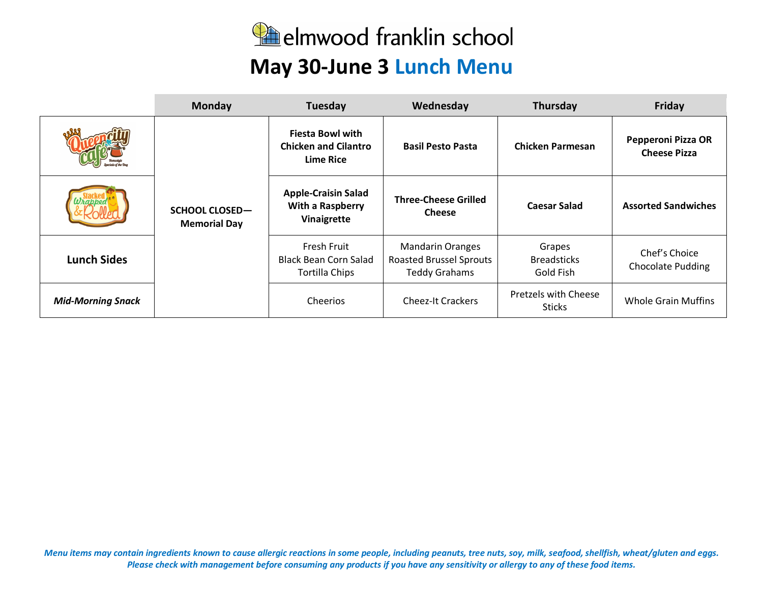# elmwood franklin school

## May 30-June 3 Lunch Menu

| | Monday | Tuesday | Wednesday | Thursday | Friday |
|---|---|---|---|---|---|
| Queen City Café | **SCHOOL CLOSED—Memorial Day** | **Fiesta Bowl with Chicken and Cilantro Lime Rice** | **Basil Pesto Pasta** | **Chicken Parmesan** | **Pepperoni Pizza OR Cheese Pizza** |
| Stacked Wrapped & Rolled | | **Apple-Craisin Salad With a Raspberry Vinaigrette** | **Three-Cheese Grilled Cheese** | **Caesar Salad** | **Assorted Sandwiches** |
| **Lunch Sides** | | Fresh Fruit<br>Black Bean Corn Salad<br>Tortilla Chips | Mandarin Oranges<br>Roasted Brussel Sprouts<br>Teddy Grahams | Grapes<br>Breadsticks<br>Gold Fish | Chef's Choice<br>Chocolate Pudding |
| ***Mid-Morning Snack*** | | Cheerios | Cheez-It Crackers | Pretzels with Cheese Sticks | Whole Grain Muffins |

*Menu items may contain ingredients known to cause allergic reactions in some people, including peanuts, tree nuts, soy, milk, seafood, shellfish, wheat/gluten and eggs. Please check with management before consuming any products if you have any sensitivity or allergy to any of these food items.*